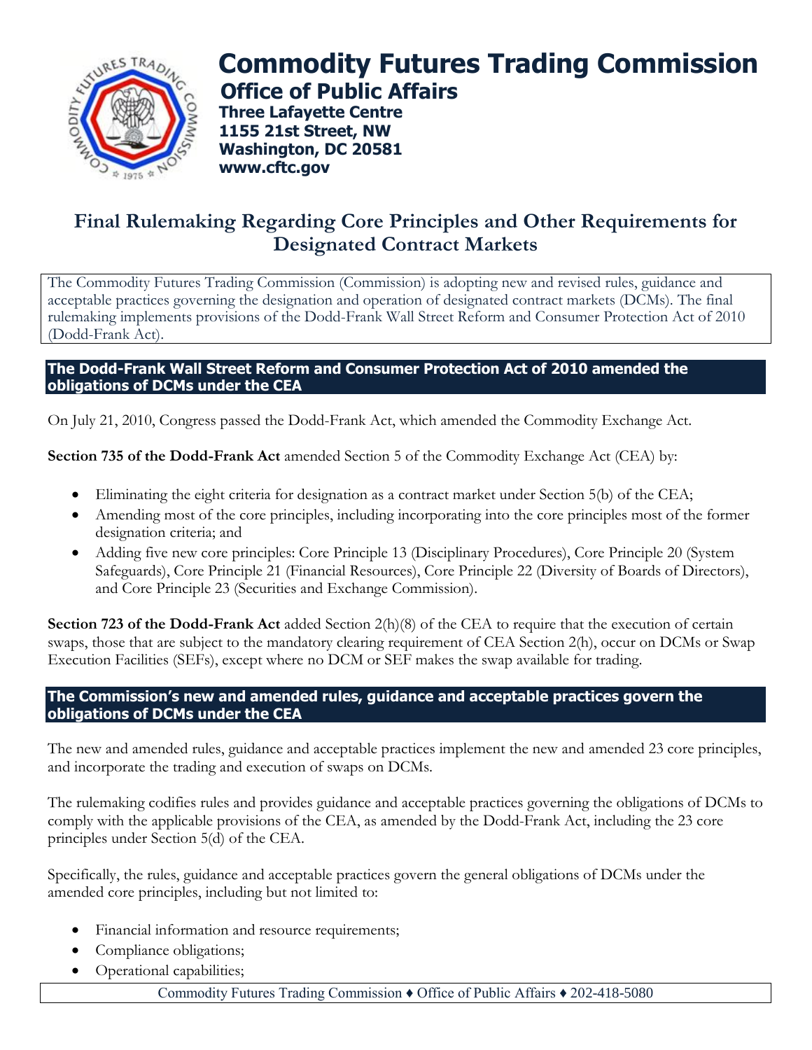# Commodity Futures Trading Commission

## Office of Public Affairs

**Three Lafayette Centre**
**1155 21st Street, NW**
**Washington, DC 20581**
**www.cftc.gov**

## Final Rulemaking Regarding Core Principles and Other Requirements for Designated Contract Markets

The Commodity Futures Trading Commission (Commission) is adopting new and revised rules, guidance and acceptable practices governing the designation and operation of designated contract markets (DCMs). The final rulemaking implements provisions of the Dodd-Frank Wall Street Reform and Consumer Protection Act of 2010 (Dodd-Frank Act).

### The Dodd-Frank Wall Street Reform and Consumer Protection Act of 2010 amended the obligations of DCMs under the CEA

On July 21, 2010, Congress passed the Dodd-Frank Act, which amended the Commodity Exchange Act.

**Section 735 of the Dodd-Frank Act** amended Section 5 of the Commodity Exchange Act (CEA) by:

- Eliminating the eight criteria for designation as a contract market under Section 5(b) of the CEA;
- Amending most of the core principles, including incorporating into the core principles most of the former designation criteria; and
- Adding five new core principles: Core Principle 13 (Disciplinary Procedures), Core Principle 20 (System Safeguards), Core Principle 21 (Financial Resources), Core Principle 22 (Diversity of Boards of Directors), and Core Principle 23 (Securities and Exchange Commission).

**Section 723 of the Dodd-Frank Act** added Section 2(h)(8) of the CEA to require that the execution of certain swaps, those that are subject to the mandatory clearing requirement of CEA Section 2(h), occur on DCMs or Swap Execution Facilities (SEFs), except where no DCM or SEF makes the swap available for trading.

### The Commission's new and amended rules, guidance and acceptable practices govern the obligations of DCMs under the CEA

The new and amended rules, guidance and acceptable practices implement the new and amended 23 core principles, and incorporate the trading and execution of swaps on DCMs.

The rulemaking codifies rules and provides guidance and acceptable practices governing the obligations of DCMs to comply with the applicable provisions of the CEA, as amended by the Dodd-Frank Act, including the 23 core principles under Section 5(d) of the CEA.

Specifically, the rules, guidance and acceptable practices govern the general obligations of DCMs under the amended core principles, including but not limited to:

- Financial information and resource requirements;
- Compliance obligations;
- Operational capabilities;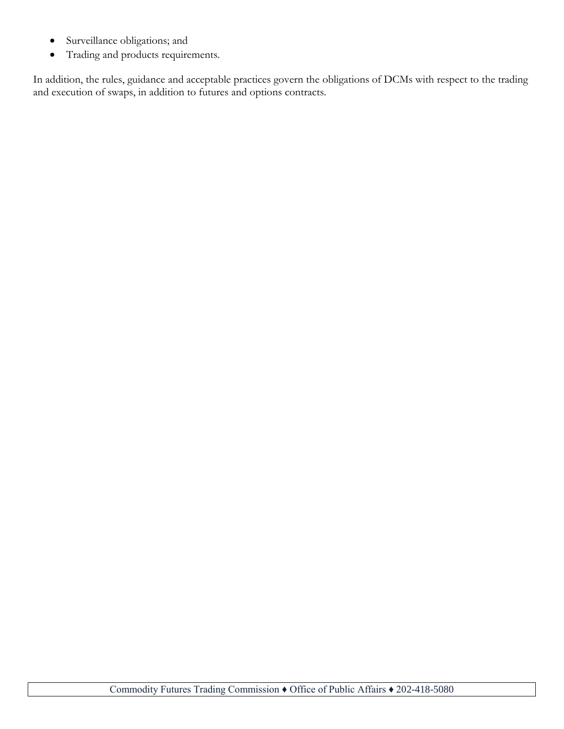- Surveillance obligations; and
- Trading and products requirements.

In addition, the rules, guidance and acceptable practices govern the obligations of DCMs with respect to the trading and execution of swaps, in addition to futures and options contracts.